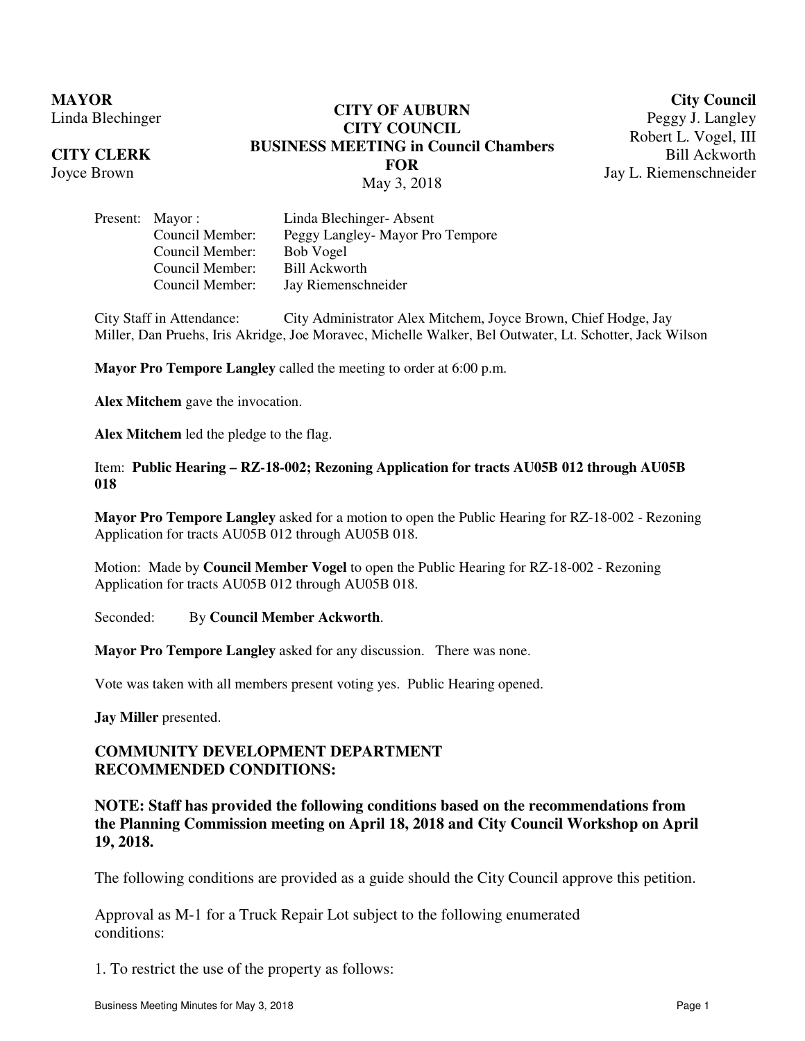**MAYOR**
Linda Blechinger

**CITY CLERK**
Joyce Brown

**CITY OF AUBURN**
**CITY COUNCIL**
**BUSINESS MEETING in Council Chambers**
**FOR**
May 3, 2018

**City Council**
Peggy J. Langley
Robert L. Vogel, III
Bill Ackworth
Jay L. Riemenschneider

| | | |
|---|---|---|
| Present: | Mayor : | Linda Blechinger- Absent |
| | Council Member: | Peggy Langley- Mayor Pro Tempore |
| | Council Member: | Bob Vogel |
| | Council Member: | Bill Ackworth |
| | Council Member: | Jay Riemenschneider |

City Staff in Attendance: City Administrator Alex Mitchem, Joyce Brown, Chief Hodge, Jay Miller, Dan Pruehs, Iris Akridge, Joe Moravec, Michelle Walker, Bel Outwater, Lt. Schotter, Jack Wilson

**Mayor Pro Tempore Langley** called the meeting to order at 6:00 p.m.

**Alex Mitchem** gave the invocation.

**Alex Mitchem** led the pledge to the flag.

Item: **Public Hearing – RZ-18-002; Rezoning Application for tracts AU05B 012 through AU05B 018**

**Mayor Pro Tempore Langley** asked for a motion to open the Public Hearing for RZ-18-002 - Rezoning Application for tracts AU05B 012 through AU05B 018.

Motion: Made by **Council Member Vogel** to open the Public Hearing for RZ-18-002 - Rezoning Application for tracts AU05B 012 through AU05B 018.

Seconded: By **Council Member Ackworth**.

**Mayor Pro Tempore Langley** asked for any discussion. There was none.

Vote was taken with all members present voting yes. Public Hearing opened.

**Jay Miller** presented.

## COMMUNITY DEVELOPMENT DEPARTMENT RECOMMENDED CONDITIONS:

**NOTE: Staff has provided the following conditions based on the recommendations from the Planning Commission meeting on April 18, 2018 and City Council Workshop on April 19, 2018.**

The following conditions are provided as a guide should the City Council approve this petition.

Approval as M-1 for a Truck Repair Lot subject to the following enumerated conditions:

1. To restrict the use of the property as follows: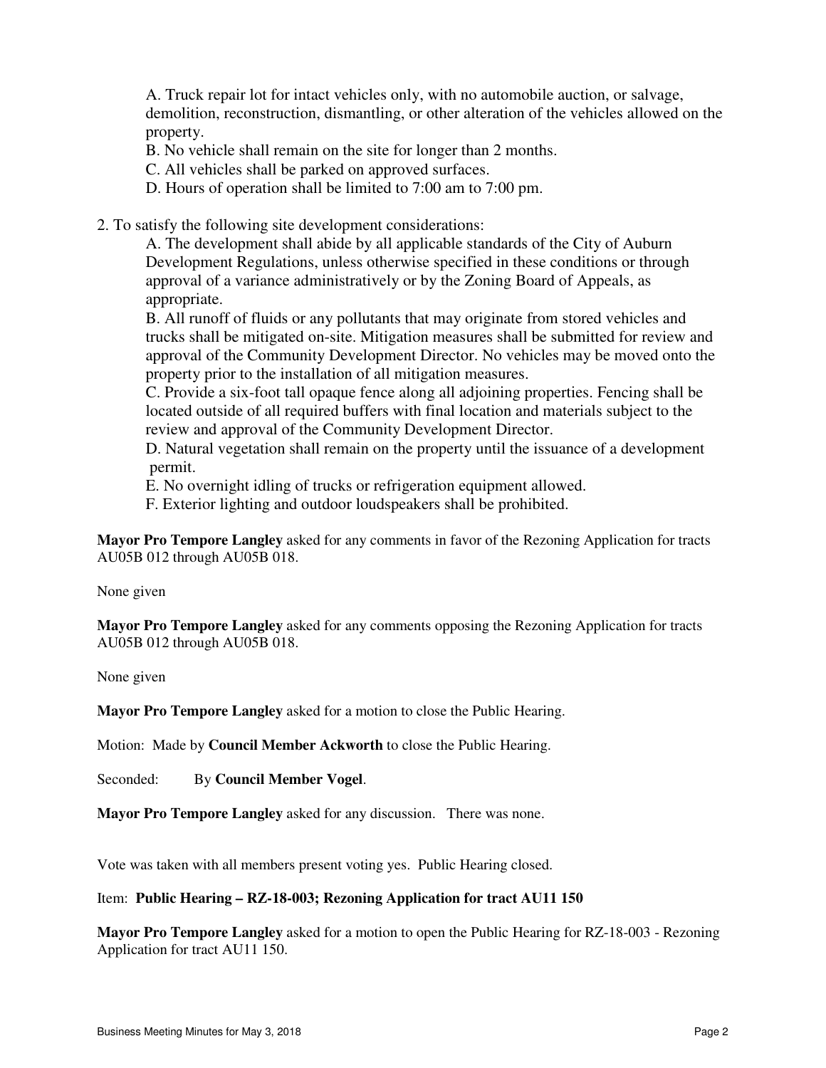A. Truck repair lot for intact vehicles only, with no automobile auction, or salvage, demolition, reconstruction, dismantling, or other alteration of the vehicles allowed on the property.

B. No vehicle shall remain on the site for longer than 2 months.

C. All vehicles shall be parked on approved surfaces.

D. Hours of operation shall be limited to 7:00 am to 7:00 pm.

2. To satisfy the following site development considerations:

A. The development shall abide by all applicable standards of the City of Auburn Development Regulations, unless otherwise specified in these conditions or through approval of a variance administratively or by the Zoning Board of Appeals, as appropriate.

B. All runoff of fluids or any pollutants that may originate from stored vehicles and trucks shall be mitigated on-site. Mitigation measures shall be submitted for review and approval of the Community Development Director. No vehicles may be moved onto the property prior to the installation of all mitigation measures.

C. Provide a six-foot tall opaque fence along all adjoining properties. Fencing shall be located outside of all required buffers with final location and materials subject to the review and approval of the Community Development Director.

D. Natural vegetation shall remain on the property until the issuance of a development permit.

E. No overnight idling of trucks or refrigeration equipment allowed.

F. Exterior lighting and outdoor loudspeakers shall be prohibited.

**Mayor Pro Tempore Langley** asked for any comments in favor of the Rezoning Application for tracts AU05B 012 through AU05B 018.

None given

**Mayor Pro Tempore Langley** asked for any comments opposing the Rezoning Application for tracts AU05B 012 through AU05B 018.

None given

**Mayor Pro Tempore Langley** asked for a motion to close the Public Hearing.

Motion: Made by **Council Member Ackworth** to close the Public Hearing.

Seconded: By **Council Member Vogel**.

**Mayor Pro Tempore Langley** asked for any discussion. There was none.

Vote was taken with all members present voting yes. Public Hearing closed.

Item: **Public Hearing – RZ-18-003; Rezoning Application for tract AU11 150**

**Mayor Pro Tempore Langley** asked for a motion to open the Public Hearing for RZ-18-003 - Rezoning Application for tract AU11 150.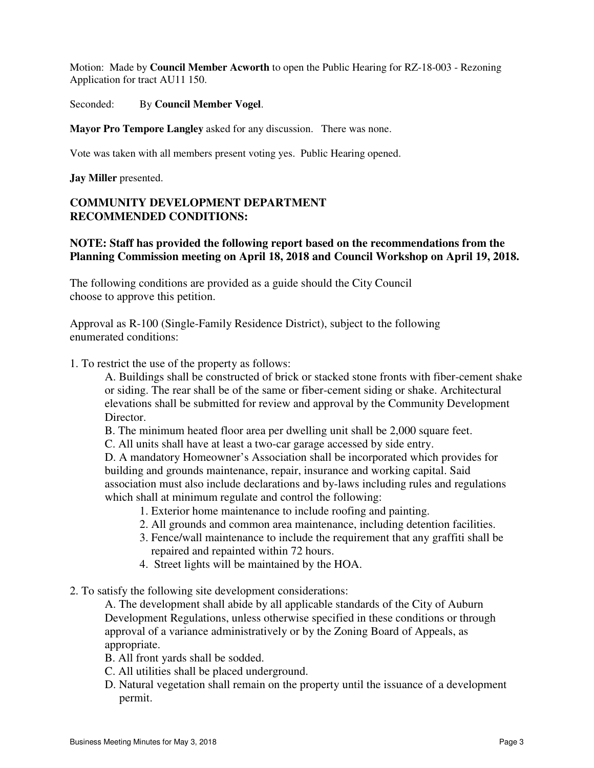Motion: Made by **Council Member Acworth** to open the Public Hearing for RZ-18-003 - Rezoning Application for tract AU11 150.

Seconded: By **Council Member Vogel**.

**Mayor Pro Tempore Langley** asked for any discussion. There was none.

Vote was taken with all members present voting yes. Public Hearing opened.

**Jay Miller** presented.

## COMMUNITY DEVELOPMENT DEPARTMENT RECOMMENDED CONDITIONS:

**NOTE: Staff has provided the following report based on the recommendations from the Planning Commission meeting on April 18, 2018 and Council Workshop on April 19, 2018.**

The following conditions are provided as a guide should the City Council choose to approve this petition.

Approval as R-100 (Single-Family Residence District), subject to the following enumerated conditions:

1. To restrict the use of the property as follows:
   - A. Buildings shall be constructed of brick or stacked stone fronts with fiber-cement shake or siding. The rear shall be of the same or fiber-cement siding or shake. Architectural elevations shall be submitted for review and approval by the Community Development Director.
   - B. The minimum heated floor area per dwelling unit shall be 2,000 square feet.
   - C. All units shall have at least a two-car garage accessed by side entry.
   - D. A mandatory Homeowner's Association shall be incorporated which provides for building and grounds maintenance, repair, insurance and working capital. Said association must also include declarations and by-laws including rules and regulations which shall at minimum regulate and control the following:
     1. Exterior home maintenance to include roofing and painting.
     2. All grounds and common area maintenance, including detention facilities.
     3. Fence/wall maintenance to include the requirement that any graffiti shall be repaired and repainted within 72 hours.
     4. Street lights will be maintained by the HOA.
2. To satisfy the following site development considerations:
   - A. The development shall abide by all applicable standards of the City of Auburn Development Regulations, unless otherwise specified in these conditions or through approval of a variance administratively or by the Zoning Board of Appeals, as appropriate.
   - B. All front yards shall be sodded.
   - C. All utilities shall be placed underground.
   - D. Natural vegetation shall remain on the property until the issuance of a development permit.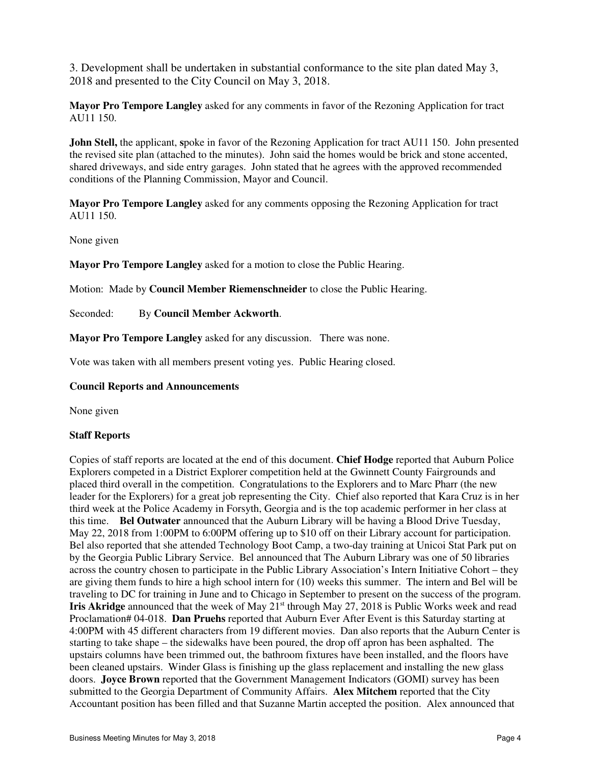3. Development shall be undertaken in substantial conformance to the site plan dated May 3, 2018 and presented to the City Council on May 3, 2018.

**Mayor Pro Tempore Langley** asked for any comments in favor of the Rezoning Application for tract AU11 150.

**John Stell,** the applicant, **s**poke in favor of the Rezoning Application for tract AU11 150. John presented the revised site plan (attached to the minutes). John said the homes would be brick and stone accented, shared driveways, and side entry garages. John stated that he agrees with the approved recommended conditions of the Planning Commission, Mayor and Council.

**Mayor Pro Tempore Langley** asked for any comments opposing the Rezoning Application for tract AU11 150.

None given

**Mayor Pro Tempore Langley** asked for a motion to close the Public Hearing.

Motion: Made by **Council Member Riemenschneider** to close the Public Hearing.

Seconded: By **Council Member Ackworth**.

**Mayor Pro Tempore Langley** asked for any discussion. There was none.

Vote was taken with all members present voting yes. Public Hearing closed.

**Council Reports and Announcements**

None given

**Staff Reports**

Copies of staff reports are located at the end of this document. **Chief Hodge** reported that Auburn Police Explorers competed in a District Explorer competition held at the Gwinnett County Fairgrounds and placed third overall in the competition. Congratulations to the Explorers and to Marc Pharr (the new leader for the Explorers) for a great job representing the City. Chief also reported that Kara Cruz is in her third week at the Police Academy in Forsyth, Georgia and is the top academic performer in her class at this time. **Bel Outwater** announced that the Auburn Library will be having a Blood Drive Tuesday, May 22, 2018 from 1:00PM to 6:00PM offering up to $10 off on their Library account for participation. Bel also reported that she attended Technology Boot Camp, a two-day training at Unicoi Stat Park put on by the Georgia Public Library Service. Bel announced that The Auburn Library was one of 50 libraries across the country chosen to participate in the Public Library Association's Intern Initiative Cohort – they are giving them funds to hire a high school intern for (10) weeks this summer. The intern and Bel will be traveling to DC for training in June and to Chicago in September to present on the success of the program. **Iris Akridge** announced that the week of May 21st through May 27, 2018 is Public Works week and read Proclamation# 04-018. **Dan Pruehs** reported that Auburn Ever After Event is this Saturday starting at 4:00PM with 45 different characters from 19 different movies. Dan also reports that the Auburn Center is starting to take shape – the sidewalks have been poured, the drop off apron has been asphalted. The upstairs columns have been trimmed out, the bathroom fixtures have been installed, and the floors have been cleaned upstairs. Winder Glass is finishing up the glass replacement and installing the new glass doors. **Joyce Brown** reported that the Government Management Indicators (GOMI) survey has been submitted to the Georgia Department of Community Affairs. **Alex Mitchem** reported that the City Accountant position has been filled and that Suzanne Martin accepted the position. Alex announced that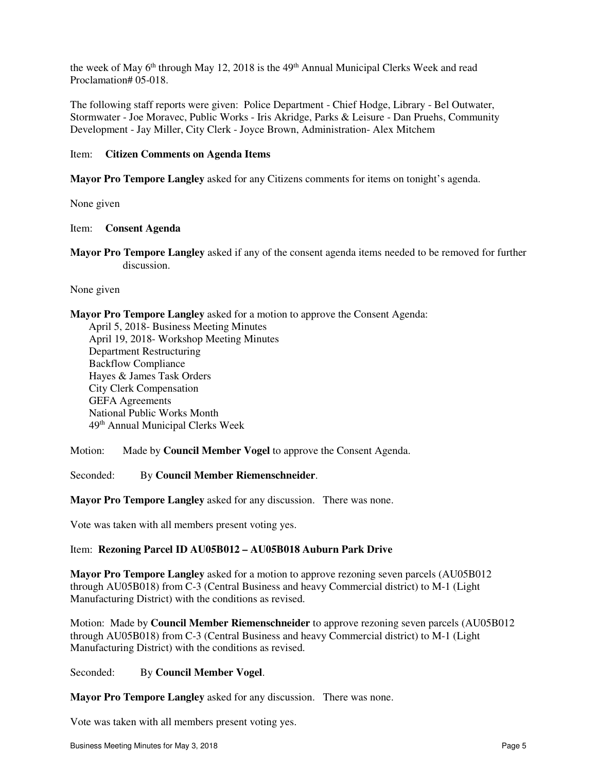the week of May 6th through May 12, 2018 is the 49th Annual Municipal Clerks Week and read Proclamation# 05-018.

The following staff reports were given: Police Department - Chief Hodge, Library - Bel Outwater, Stormwater - Joe Moravec, Public Works - Iris Akridge, Parks & Leisure - Dan Pruehs, Community Development - Jay Miller, City Clerk - Joyce Brown, Administration- Alex Mitchem

Item: **Citizen Comments on Agenda Items**

**Mayor Pro Tempore Langley** asked for any Citizens comments for items on tonight's agenda.

None given

Item: **Consent Agenda**

**Mayor Pro Tempore Langley** asked if any of the consent agenda items needed to be removed for further discussion.

None given

**Mayor Pro Tempore Langley** asked for a motion to approve the Consent Agenda:

April 5, 2018- Business Meeting Minutes
April 19, 2018- Workshop Meeting Minutes
Department Restructuring
Backflow Compliance
Hayes & James Task Orders
City Clerk Compensation
GEFA Agreements
National Public Works Month
49th Annual Municipal Clerks Week

Motion: Made by **Council Member Vogel** to approve the Consent Agenda.

Seconded: By **Council Member Riemenschneider**.

**Mayor Pro Tempore Langley** asked for any discussion. There was none.

Vote was taken with all members present voting yes.

Item: **Rezoning Parcel ID AU05B012 – AU05B018 Auburn Park Drive**

**Mayor Pro Tempore Langley** asked for a motion to approve rezoning seven parcels (AU05B012 through AU05B018) from C-3 (Central Business and heavy Commercial district) to M-1 (Light Manufacturing District) with the conditions as revised.

Motion: Made by **Council Member Riemenschneider** to approve rezoning seven parcels (AU05B012 through AU05B018) from C-3 (Central Business and heavy Commercial district) to M-1 (Light Manufacturing District) with the conditions as revised.

Seconded: By **Council Member Vogel**.

**Mayor Pro Tempore Langley** asked for any discussion. There was none.

Vote was taken with all members present voting yes.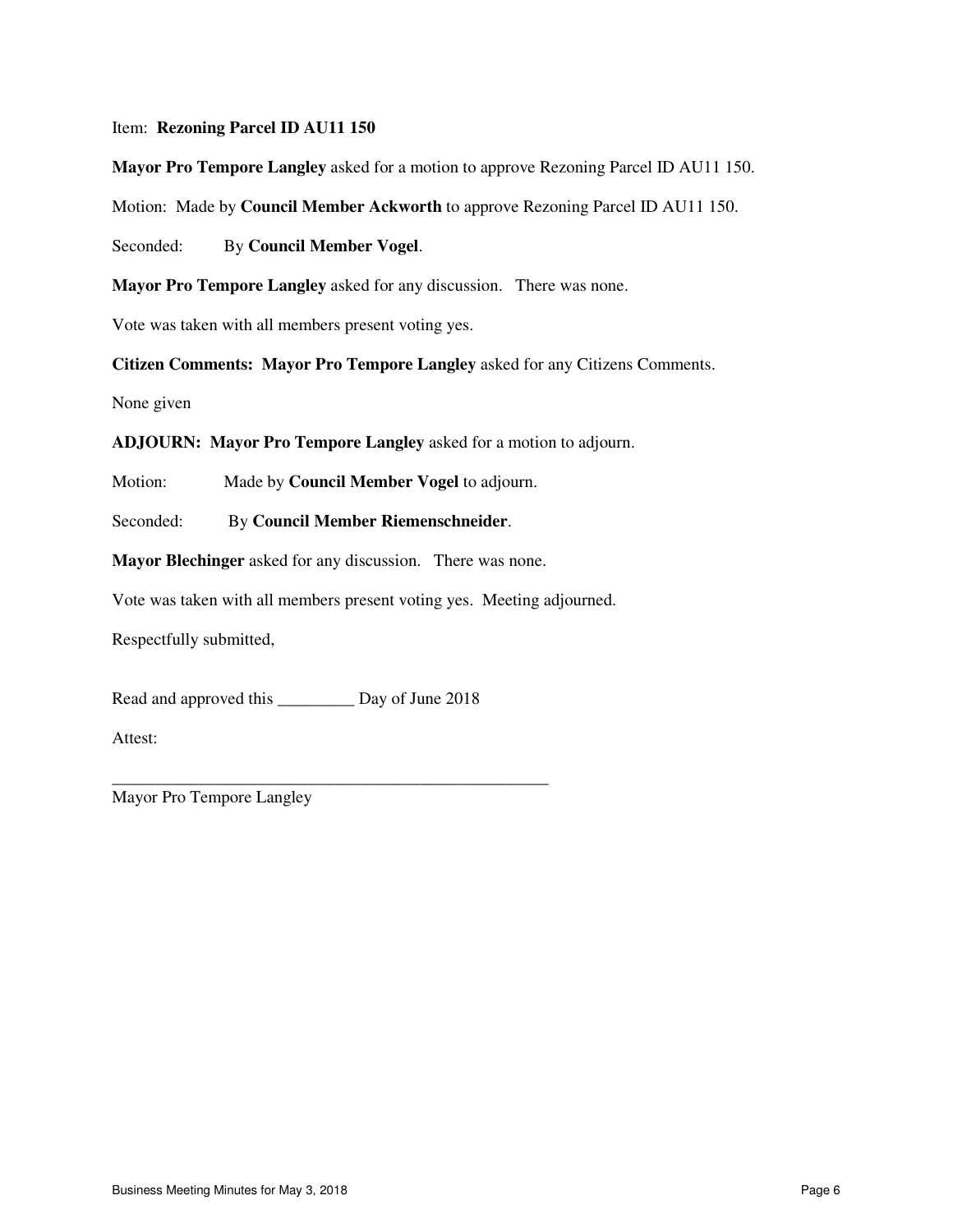Item: **Rezoning Parcel ID AU11 150**

**Mayor Pro Tempore Langley** asked for a motion to approve Rezoning Parcel ID AU11 150.

Motion: Made by **Council Member Ackworth** to approve Rezoning Parcel ID AU11 150.

Seconded: By **Council Member Vogel**.

**Mayor Pro Tempore Langley** asked for any discussion. There was none.

Vote was taken with all members present voting yes.

**Citizen Comments: Mayor Pro Tempore Langley** asked for any Citizens Comments.

None given

**ADJOURN: Mayor Pro Tempore Langley** asked for a motion to adjourn.

Motion: Made by **Council Member Vogel** to adjourn.

Seconded: By **Council Member Riemenschneider**.

**Mayor Blechinger** asked for any discussion. There was none.

Vote was taken with all members present voting yes. Meeting adjourned.

Respectfully submitted,

Read and approved this _________ Day of June 2018

Attest:

_____________________________________________________

Mayor Pro Tempore Langley